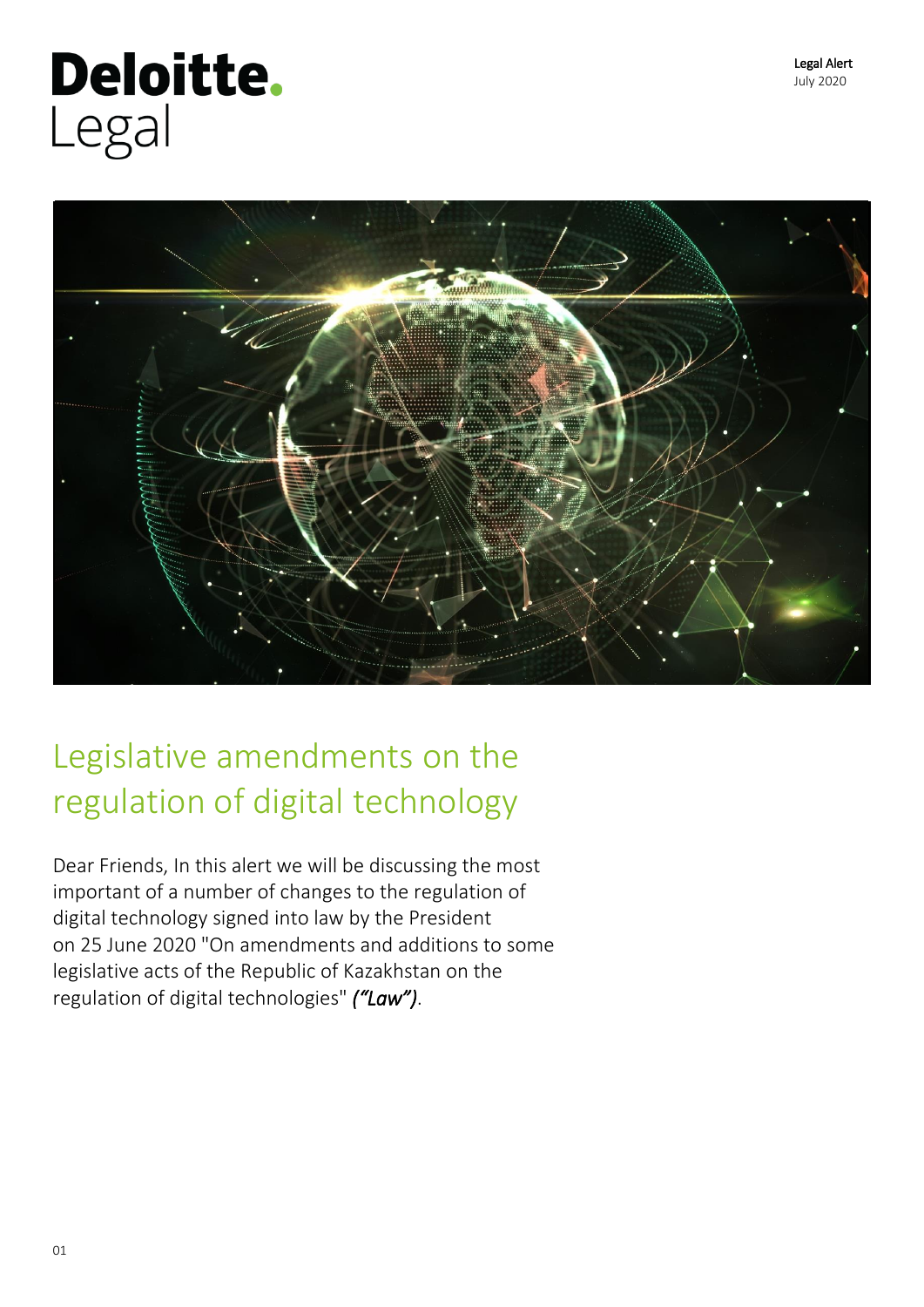# Deloitte. Legal

**Legal Alert**
July 2020

## Legislative amendments on the regulation of digital technology

Dear Friends, In this alert we will be discussing the most important of a number of changes to the regulation of digital technology signed into law by the President on 25 June 2020 "On amendments and additions to some legislative acts of the Republic of Kazakhstan on the regulation of digital technologies" ***("Law")***.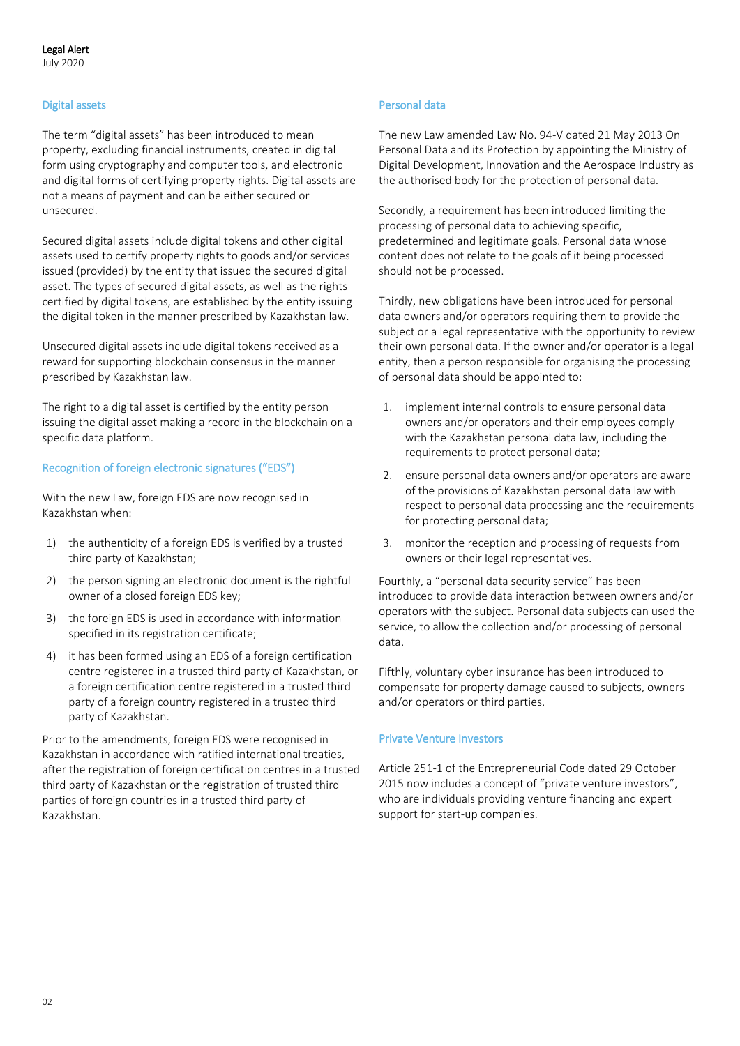## Digital assets

The term "digital assets" has been introduced to mean property, excluding financial instruments, created in digital form using cryptography and computer tools, and electronic and digital forms of certifying property rights. Digital assets are not a means of payment and can be either secured or unsecured.

Secured digital assets include digital tokens and other digital assets used to certify property rights to goods and/or services issued (provided) by the entity that issued the secured digital asset. The types of secured digital assets, as well as the rights certified by digital tokens, are established by the entity issuing the digital token in the manner prescribed by Kazakhstan law.

Unsecured digital assets include digital tokens received as a reward for supporting blockchain consensus in the manner prescribed by Kazakhstan law.

The right to a digital asset is certified by the entity person issuing the digital asset making a record in the blockchain on a specific data platform.

## Recognition of foreign electronic signatures ("EDS")

With the new Law, foreign EDS are now recognised in Kazakhstan when:

1) the authenticity of a foreign EDS is verified by a trusted third party of Kazakhstan;
2) the person signing an electronic document is the rightful owner of a closed foreign EDS key;
3) the foreign EDS is used in accordance with information specified in its registration certificate;
4) it has been formed using an EDS of a foreign certification centre registered in a trusted third party of Kazakhstan, or a foreign certification centre registered in a trusted third party of a foreign country registered in a trusted third party of Kazakhstan.

Prior to the amendments, foreign EDS were recognised in Kazakhstan in accordance with ratified international treaties, after the registration of foreign certification centres in a trusted third party of Kazakhstan or the registration of trusted third parties of foreign countries in a trusted third party of Kazakhstan.

## Personal data

The new Law amended Law No. 94-V dated 21 May 2013 On Personal Data and its Protection by appointing the Ministry of Digital Development, Innovation and the Aerospace Industry as the authorised body for the protection of personal data.

Secondly, a requirement has been introduced limiting the processing of personal data to achieving specific, predetermined and legitimate goals. Personal data whose content does not relate to the goals of it being processed should not be processed.

Thirdly, new obligations have been introduced for personal data owners and/or operators requiring them to provide the subject or a legal representative with the opportunity to review their own personal data. If the owner and/or operator is a legal entity, then a person responsible for organising the processing of personal data should be appointed to:

1. implement internal controls to ensure personal data owners and/or operators and their employees comply with the Kazakhstan personal data law, including the requirements to protect personal data;
2. ensure personal data owners and/or operators are aware of the provisions of Kazakhstan personal data law with respect to personal data processing and the requirements for protecting personal data;
3. monitor the reception and processing of requests from owners or their legal representatives.

Fourthly, a "personal data security service" has been introduced to provide data interaction between owners and/or operators with the subject. Personal data subjects can used the service, to allow the collection and/or processing of personal data.

Fifthly, voluntary cyber insurance has been introduced to compensate for property damage caused to subjects, owners and/or operators or third parties.

## Private Venture Investors

Article 251-1 of the Entrepreneurial Code dated 29 October 2015 now includes a concept of "private venture investors", who are individuals providing venture financing and expert support for start-up companies.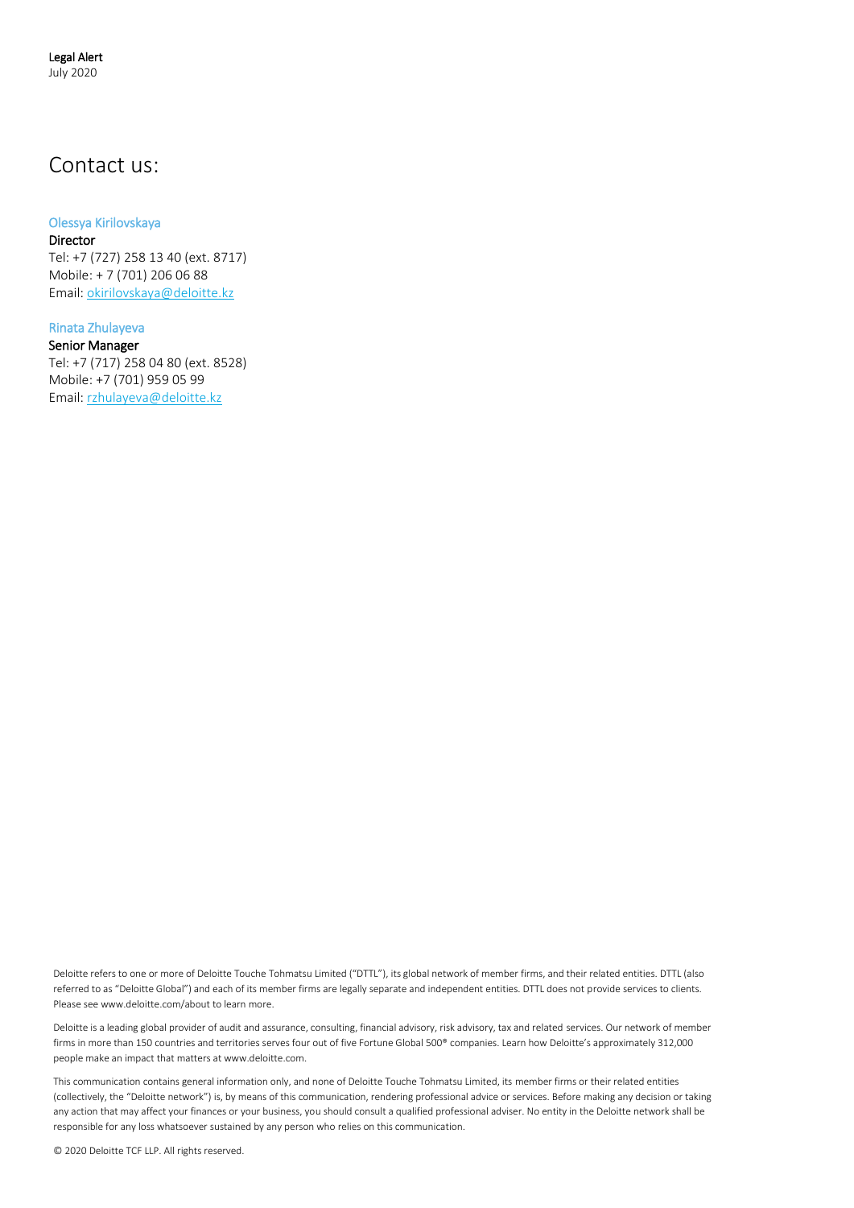Legal Alert
July 2020

# Contact us:

**Olessya Kirilovskaya**
**Director**
Tel: +7 (727) 258 13 40 (ext. 8717)
Mobile: + 7 (701) 206 06 88
Email: okirilovskaya@deloitte.kz

**Rinata Zhulayeva**
**Senior Manager**
Tel: +7 (717) 258 04 80 (ext. 8528)
Mobile: +7 (701) 959 05 99
Email: rzhulayeva@deloitte.kz

Deloitte refers to one or more of Deloitte Touche Tohmatsu Limited ("DTTL"), its global network of member firms, and their related entities. DTTL (also referred to as "Deloitte Global") and each of its member firms are legally separate and independent entities. DTTL does not provide services to clients. Please see www.deloitte.com/about to learn more.

Deloitte is a leading global provider of audit and assurance, consulting, financial advisory, risk advisory, tax and related services. Our network of member firms in more than 150 countries and territories serves four out of five Fortune Global 500® companies. Learn how Deloitte's approximately 312,000 people make an impact that matters at www.deloitte.com.

This communication contains general information only, and none of Deloitte Touche Tohmatsu Limited, its member firms or their related entities (collectively, the "Deloitte network") is, by means of this communication, rendering professional advice or services. Before making any decision or taking any action that may affect your finances or your business, you should consult a qualified professional adviser. No entity in the Deloitte network shall be responsible for any loss whatsoever sustained by any person who relies on this communication.

© 2020 Deloitte TCF LLP. All rights reserved.